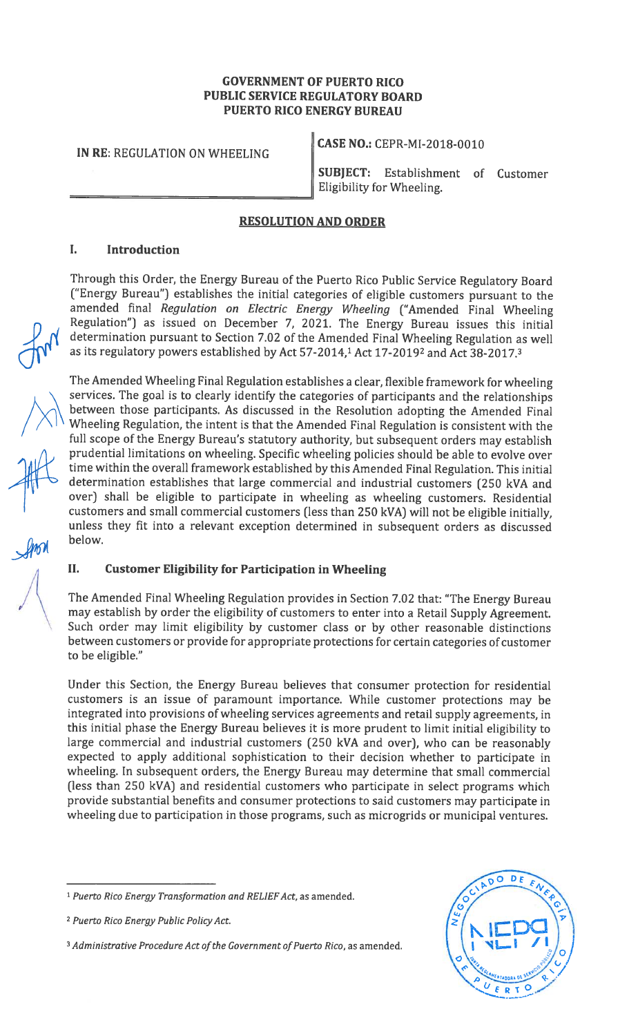**GOVERNMENT OF PUERTO RICO**
**PUBLIC SERVICE REGULATORY BOARD**
**PUERTO RICO ENERGY BUREAU**

| **IN RE**: REGULATION ON WHEELING | **CASE NO.:** CEPR-MI-2018-0010 |
| --- | --- |
| | **SUBJECT:** Establishment of Customer Eligibility for Wheeling. |

**RESOLUTION AND ORDER**

## I. Introduction

Through this Order, the Energy Bureau of the Puerto Rico Public Service Regulatory Board ("Energy Bureau") establishes the initial categories of eligible customers pursuant to the amended final *Regulation on Electric Energy Wheeling* ("Amended Final Wheeling Regulation") as issued on December 7, 2021. The Energy Bureau issues this initial determination pursuant to Section 7.02 of the Amended Final Wheeling Regulation as well as its regulatory powers established by Act 57-2014,[1] Act 17-2019[2] and Act 38-2017.[3]

The Amended Wheeling Final Regulation establishes a clear, flexible framework for wheeling services. The goal is to clearly identify the categories of participants and the relationships between those participants. As discussed in the Resolution adopting the Amended Final Wheeling Regulation, the intent is that the Amended Final Regulation is consistent with the full scope of the Energy Bureau's statutory authority, but subsequent orders may establish prudential limitations on wheeling. Specific wheeling policies should be able to evolve over time within the overall framework established by this Amended Final Regulation. This initial determination establishes that large commercial and industrial customers (250 kVA and over) shall be eligible to participate in wheeling as wheeling customers. Residential customers and small commercial customers (less than 250 kVA) will not be eligible initially, unless they fit into a relevant exception determined in subsequent orders as discussed below.

## II. Customer Eligibility for Participation in Wheeling

The Amended Final Wheeling Regulation provides in Section 7.02 that: "The Energy Bureau may establish by order the eligibility of customers to enter into a Retail Supply Agreement. Such order may limit eligibility by customer class or by other reasonable distinctions between customers or provide for appropriate protections for certain categories of customer to be eligible."

Under this Section, the Energy Bureau believes that consumer protection for residential customers is an issue of paramount importance. While customer protections may be integrated into provisions of wheeling services agreements and retail supply agreements, in this initial phase the Energy Bureau believes it is more prudent to limit initial eligibility to large commercial and industrial customers (250 kVA and over), who can be reasonably expected to apply additional sophistication to their decision whether to participate in wheeling. In subsequent orders, the Energy Bureau may determine that small commercial (less than 250 kVA) and residential customers who participate in select programs which provide substantial benefits and consumer protections to said customers may participate in wheeling due to participation in those programs, such as microgrids or municipal ventures.

---

[1] *Puerto Rico Energy Transformation and RELIEF Act*, as amended.

[2] *Puerto Rico Energy Public Policy Act*.

[3] *Administrative Procedure Act of the Government of Puerto Rico*, as amended.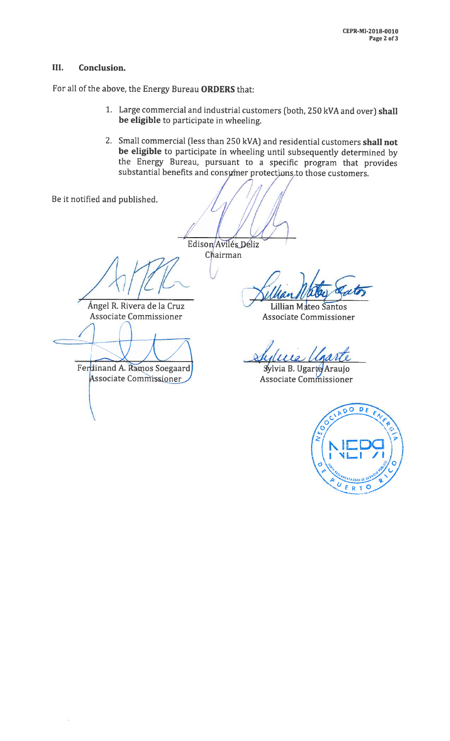### III. Conclusion.

For all of the above, the Energy Bureau **ORDERS** that:

1. Large commercial and industrial customers (both, 250 kVA and over) **shall be eligible** to participate in wheeling.
2. Small commercial (less than 250 kVA) and residential customers **shall not be eligible** to participate in wheeling until subsequently determined by the Energy Bureau, pursuant to a specific program that provides substantial benefits and consumer protections to those customers.

Be it notified and published.

Edison Avilés Déliz
Chairman

Ángel R. Rivera de la Cruz
Associate Commissioner

Lillian Mateo Santos
Associate Commissioner

Ferdinand A. Ramos Soegaard
Associate Commissioner

Sylvia B. Ugarte Araujo
Associate Commissioner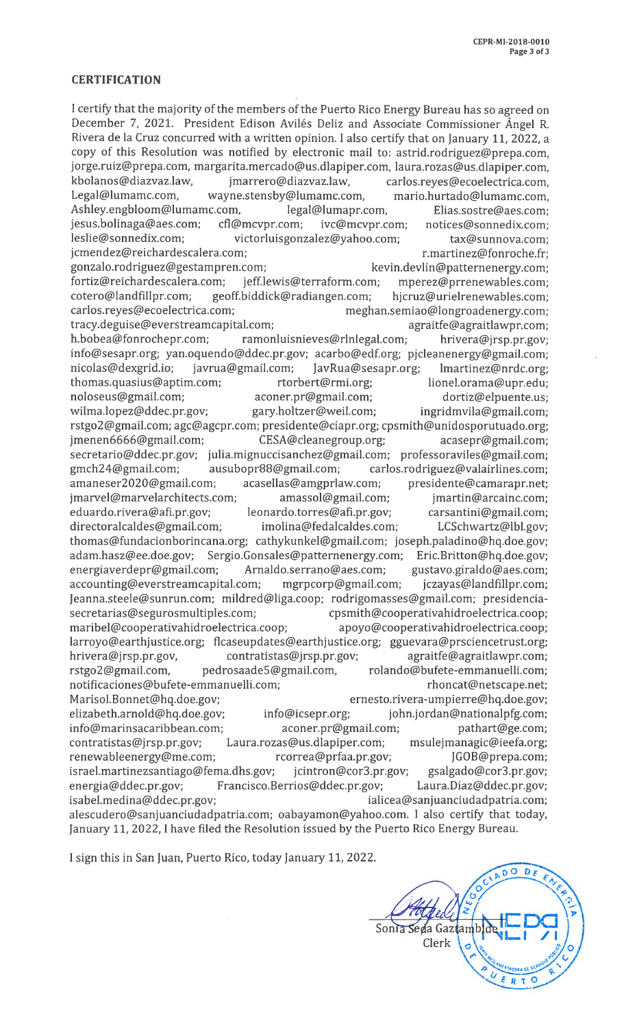## CERTIFICATION

I certify that the majority of the members of the Puerto Rico Energy Bureau has so agreed on December 7, 2021. President Edison Avilés Deliz and Associate Commissioner Ángel R. Rivera de la Cruz concurred with a written opinion. I also certify that on January 11, 2022, a copy of this Resolution was notified by electronic mail to: astrid.rodriguez@prepa.com, jorge.ruiz@prepa.com, margarita.mercado@us.dlapiper.com, laura.rozas@us.dlapiper.com, kbolanos@diazvaz.law, jmarrero@diazvaz.law, carlos.reyes@ecoelectrica.com, Legal@lumamc.com, wayne.stensby@lumamc.com, mario.hurtado@lumamc.com, Ashley.engbloom@lumamc.com, legal@lumapr.com, Elias.sostre@aes.com; jesus.bolinaga@aes.com; cfl@mcvpr.com; ivc@mcvpr.com; notices@sonnedix.com; leslie@sonnedix.com; victorluisgonzalez@yahoo.com; tax@sunnova.com; jcmendez@reichardescalera.com; r.martinez@fonroche.fr; gonzalo.rodriguez@gestampren.com; kevin.devlin@patternenergy.com; fortiz@reichardescalera.com; jeff.lewis@terraform.com; mperez@prrenewables.com; cotero@landfillpr.com; geoff.biddick@radiangen.com; hjcruz@urielrenewables.com; carlos.reyes@ecoelectrica.com; meghan.semiao@longroadenergy.com; tracy.deguise@everstreamcapital.com; agraitfe@agraitlawpr.com; h.bobea@fonrochepr.com; ramonluisnieves@rlnlegal.com; hrivera@jrsp.pr.gov; info@sesapr.org; yan.oquendo@ddec.pr.gov; acarbo@edf.org; pjcleanenergy@gmail.com; nicolas@dexgrid.io; javrua@gmail.com; JavRua@sesapr.org; lmartinez@nrdc.org; thomas.quasius@aptim.com; rtorbert@rmi.org; lionel.orama@upr.edu; noloseus@gmail.com; aconer.pr@gmail.com; dortiz@elpuente.us; wilma.lopez@ddec.pr.gov; gary.holtzer@weil.com; ingridmvila@gmail.com; rstgo2@gmail.com; agc@agcpr.com; presidente@ciapr.org; cpsmith@unidosporutuado.org; jmenen6666@gmail.com; CESA@cleanegroup.org; acasepr@gmail.com; secretario@ddec.pr.gov; julia.mignuccisanchez@gmail.com; professoraviles@gmail.com; gmch24@gmail.com; ausubopr88@gmail.com; carlos.rodriguez@valairlines.com; amaneser2020@gmail.com; acasellas@amgprlaw.com; presidente@camarapr.net; jmarvel@marvelarchitects.com; amassol@gmail.com; jmartin@arcainc.com; eduardo.rivera@afi.pr.gov; leonardo.torres@afi.pr.gov; carsantini@gmail.com; directoralcaldes@gmail.com; imolina@fedalcaldes.com; LCSchwartz@lbl.gov; thomas@fundacionborincana.org; cathykunkel@gmail.com; joseph.paladino@hq.doe.gov; adam.hasz@ee.doe.gov; Sergio.Gonsales@patternenergy.com; Eric.Britton@hq.doe.gov; energiaverdepr@gmail.com; Arnaldo.serrano@aes.com; gustavo.giraldo@aes.com; accounting@everstreamcapital.com; mgrpcorp@gmail.com; jczayas@landfillpr.com; Jeanna.steele@sunrun.com; mildred@liga.coop; rodrigomasses@gmail.com; presidencia-secretarias@segurosmultiples.com; cpsmith@cooperativahidroelectrica.coop; maribel@cooperativahidroelectrica.coop; apoyo@cooperativahidroelectrica.coop; larroyo@earthjustice.org; flcaseupdates@earthjustice.org; gguevara@prsciencetrust.org; hrivera@jrsp.pr.gov, contratistas@jrsp.pr.gov; agraitfe@agraitlawpr.com; rstgo2@gmail.com, pedrosaade5@gmail.com, rolando@bufete-emmanuelli.com; notificaciones@bufete-emmanuelli.com; rhoncat@netscape.net; Marisol.Bonnet@hq.doe.gov; ernesto.rivera-umpierre@hq.doe.gov; elizabeth.arnold@hq.doe.gov; info@icsepr.org; john.jordan@nationalpfg.com; info@marinsacaribbean.com; aconer.pr@gmail.com; pathart@ge.com; contratistas@jrsp.pr.gov; Laura.rozas@us.dlapiper.com; msulejmanagic@ieefa.org; renewableenergy@me.com; rcorrea@prfaa.pr.gov; JGOB@prepa.com; israel.martinezsantiago@fema.dhs.gov; jcintron@cor3.pr.gov; gsalgado@cor3.pr.gov; energia@ddec.pr.gov; Francisco.Berrios@ddec.pr.gov; Laura.Diaz@ddec.pr.gov; isabel.medina@ddec.pr.gov; ialicea@sanjuanciudadpatria.com; alescudero@sanjuanciudadpatria.com; oabayamon@yahoo.com. I also certify that today, January 11, 2022, I have filed the Resolution issued by the Puerto Rico Energy Bureau.

I sign this in San Juan, Puerto Rico, today January 11, 2022.

Sonia Seda Gaztambide
Clerk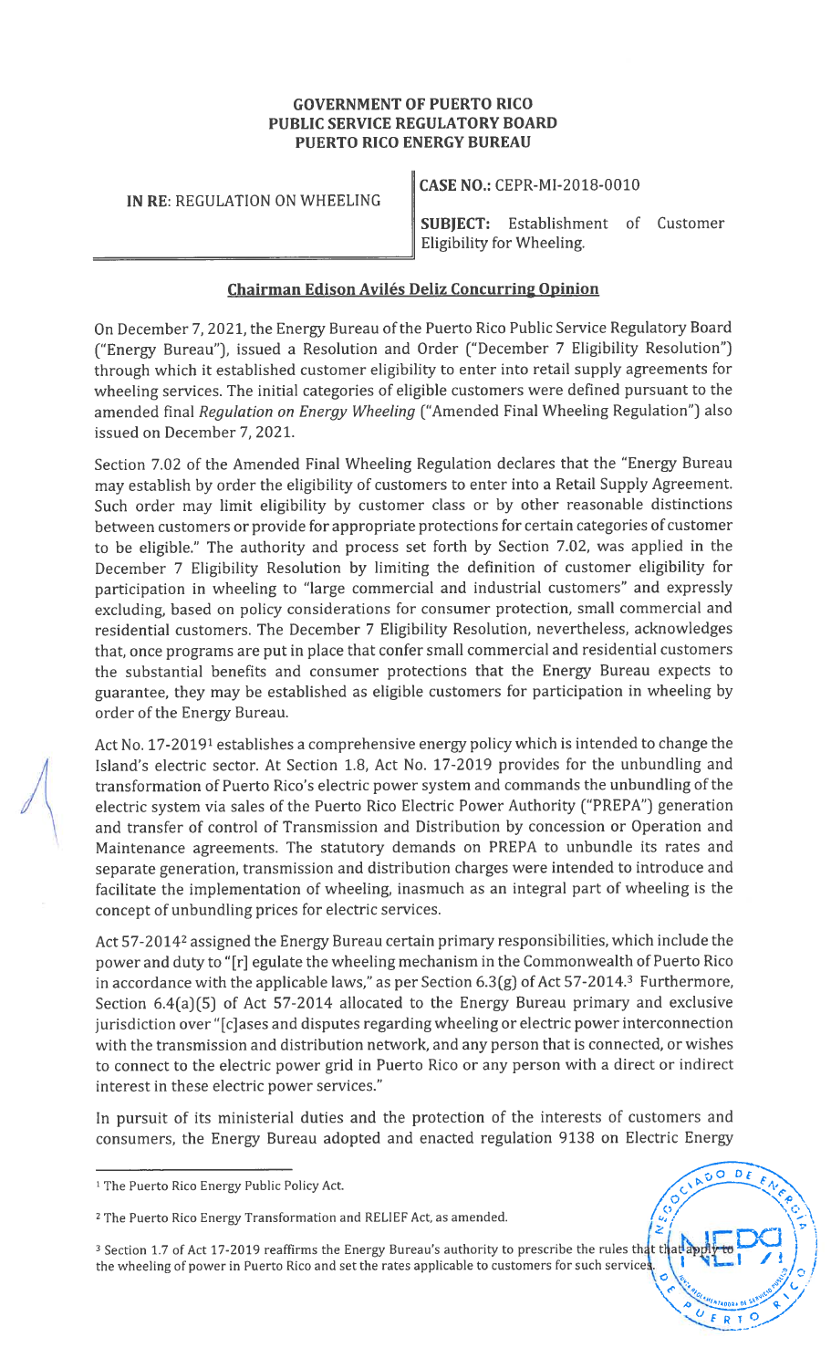**GOVERNMENT OF PUERTO RICO**
**PUBLIC SERVICE REGULATORY BOARD**
**PUERTO RICO ENERGY BUREAU**

| IN RE: REGULATION ON WHEELING | CASE NO.: CEPR-MI-2018-0010 |
| --- | --- |
| | SUBJECT: Establishment of Customer Eligibility for Wheeling. |

## Chairman Edison Avilés Deliz Concurring Opinion

On December 7, 2021, the Energy Bureau of the Puerto Rico Public Service Regulatory Board ("Energy Bureau"), issued a Resolution and Order ("December 7 Eligibility Resolution") through which it established customer eligibility to enter into retail supply agreements for wheeling services. The initial categories of eligible customers were defined pursuant to the amended final *Regulation on Energy Wheeling* ("Amended Final Wheeling Regulation") also issued on December 7, 2021.

Section 7.02 of the Amended Final Wheeling Regulation declares that the "Energy Bureau may establish by order the eligibility of customers to enter into a Retail Supply Agreement. Such order may limit eligibility by customer class or by other reasonable distinctions between customers or provide for appropriate protections for certain categories of customer to be eligible." The authority and process set forth by Section 7.02, was applied in the December 7 Eligibility Resolution by limiting the definition of customer eligibility for participation in wheeling to "large commercial and industrial customers" and expressly excluding, based on policy considerations for consumer protection, small commercial and residential customers. The December 7 Eligibility Resolution, nevertheless, acknowledges that, once programs are put in place that confer small commercial and residential customers the substantial benefits and consumer protections that the Energy Bureau expects to guarantee, they may be established as eligible customers for participation in wheeling by order of the Energy Bureau.

Act No. 17-2019[1] establishes a comprehensive energy policy which is intended to change the Island's electric sector. At Section 1.8, Act No. 17-2019 provides for the unbundling and transformation of Puerto Rico's electric power system and commands the unbundling of the electric system via sales of the Puerto Rico Electric Power Authority ("PREPA") generation and transfer of control of Transmission and Distribution by concession or Operation and Maintenance agreements. The statutory demands on PREPA to unbundle its rates and separate generation, transmission and distribution charges were intended to introduce and facilitate the implementation of wheeling, inasmuch as an integral part of wheeling is the concept of unbundling prices for electric services.

Act 57-2014[2] assigned the Energy Bureau certain primary responsibilities, which include the power and duty to "[r] egulate the wheeling mechanism in the Commonwealth of Puerto Rico in accordance with the applicable laws," as per Section 6.3(g) of Act 57-2014.[3] Furthermore, Section 6.4(a)(5) of Act 57-2014 allocated to the Energy Bureau primary and exclusive jurisdiction over "[c]ases and disputes regarding wheeling or electric power interconnection with the transmission and distribution network, and any person that is connected, or wishes to connect to the electric power grid in Puerto Rico or any person with a direct or indirect interest in these electric power services."

In pursuit of its ministerial duties and the protection of the interests of customers and consumers, the Energy Bureau adopted and enacted regulation 9138 on Electric Energy

---

[1] The Puerto Rico Energy Public Policy Act.

[2] The Puerto Rico Energy Transformation and RELIEF Act, as amended.

[3] Section 1.7 of Act 17-2019 reaffirms the Energy Bureau's authority to prescribe the rules that that apply to the wheeling of power in Puerto Rico and set the rates applicable to customers for such services.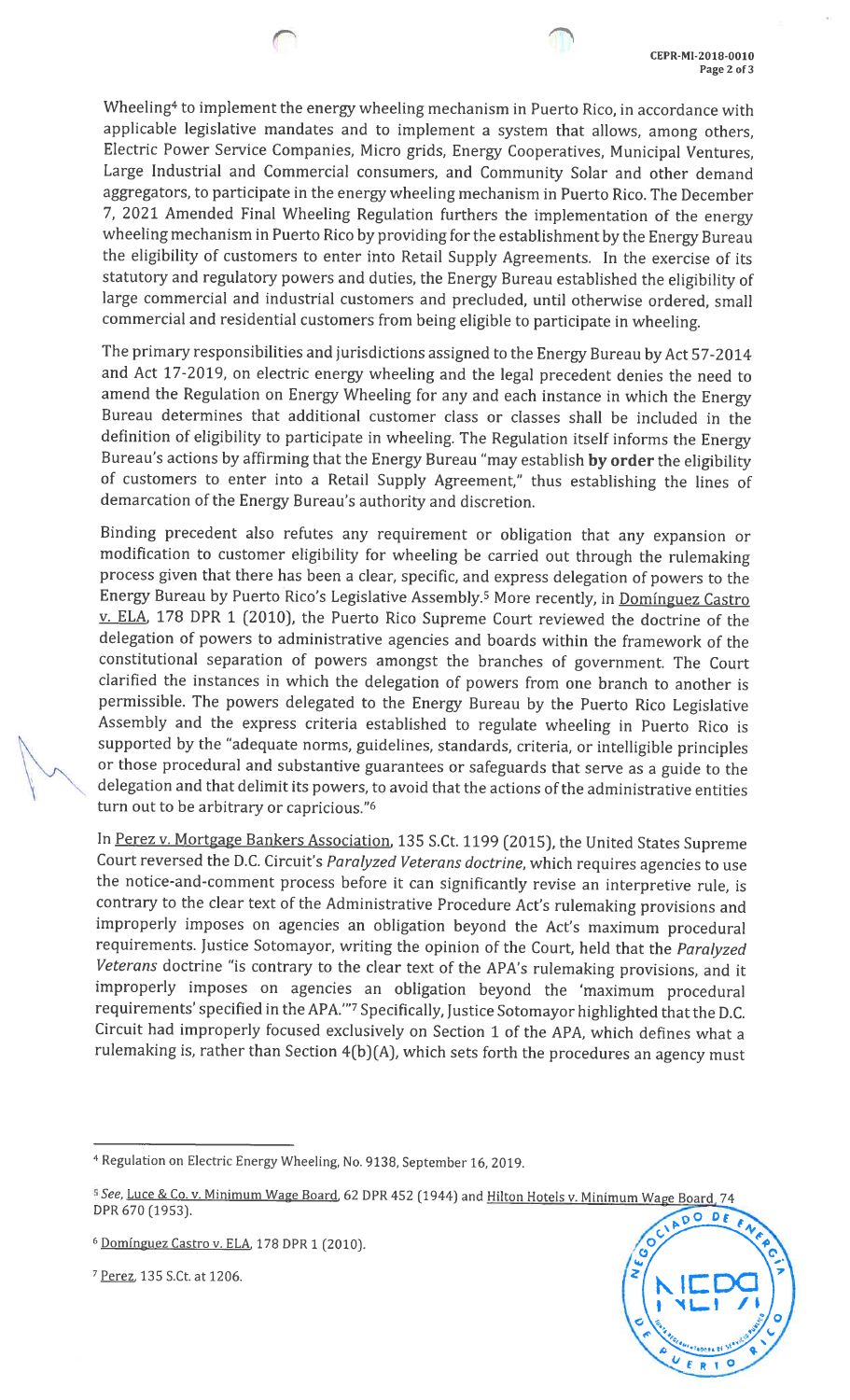Wheeling[4] to implement the energy wheeling mechanism in Puerto Rico, in accordance with applicable legislative mandates and to implement a system that allows, among others, Electric Power Service Companies, Micro grids, Energy Cooperatives, Municipal Ventures, Large Industrial and Commercial consumers, and Community Solar and other demand aggregators, to participate in the energy wheeling mechanism in Puerto Rico. The December 7, 2021 Amended Final Wheeling Regulation furthers the implementation of the energy wheeling mechanism in Puerto Rico by providing for the establishment by the Energy Bureau the eligibility of customers to enter into Retail Supply Agreements. In the exercise of its statutory and regulatory powers and duties, the Energy Bureau established the eligibility of large commercial and industrial customers and precluded, until otherwise ordered, small commercial and residential customers from being eligible to participate in wheeling.

The primary responsibilities and jurisdictions assigned to the Energy Bureau by Act 57-2014 and Act 17-2019, on electric energy wheeling and the legal precedent denies the need to amend the Regulation on Energy Wheeling for any and each instance in which the Energy Bureau determines that additional customer class or classes shall be included in the definition of eligibility to participate in wheeling. The Regulation itself informs the Energy Bureau's actions by affirming that the Energy Bureau "may establish **by order** the eligibility of customers to enter into a Retail Supply Agreement," thus establishing the lines of demarcation of the Energy Bureau's authority and discretion.

Binding precedent also refutes any requirement or obligation that any expansion or modification to customer eligibility for wheeling be carried out through the rulemaking process given that there has been a clear, specific, and express delegation of powers to the Energy Bureau by Puerto Rico's Legislative Assembly.[5] More recently, in Domínguez Castro v. ELA, 178 DPR 1 (2010), the Puerto Rico Supreme Court reviewed the doctrine of the delegation of powers to administrative agencies and boards within the framework of the constitutional separation of powers amongst the branches of government. The Court clarified the instances in which the delegation of powers from one branch to another is permissible. The powers delegated to the Energy Bureau by the Puerto Rico Legislative Assembly and the express criteria established to regulate wheeling in Puerto Rico is supported by the "adequate norms, guidelines, standards, criteria, or intelligible principles or those procedural and substantive guarantees or safeguards that serve as a guide to the delegation and that delimit its powers, to avoid that the actions of the administrative entities turn out to be arbitrary or capricious."[6]

In Perez v. Mortgage Bankers Association, 135 S.Ct. 1199 (2015), the United States Supreme Court reversed the D.C. Circuit's *Paralyzed Veterans doctrine*, which requires agencies to use the notice-and-comment process before it can significantly revise an interpretive rule, is contrary to the clear text of the Administrative Procedure Act's rulemaking provisions and improperly imposes on agencies an obligation beyond the Act's maximum procedural requirements. Justice Sotomayor, writing the opinion of the Court, held that the *Paralyzed Veterans* doctrine "is contrary to the clear text of the APA's rulemaking provisions, and it improperly imposes on agencies an obligation beyond the 'maximum procedural requirements' specified in the APA.'"[7] Specifically, Justice Sotomayor highlighted that the D.C. Circuit had improperly focused exclusively on Section 1 of the APA, which defines what a rulemaking is, rather than Section 4(b)(A), which sets forth the procedures an agency must

---

[4] Regulation on Electric Energy Wheeling, No. 9138, September 16, 2019.

[5] *See*, Luce & Co. v. Minimum Wage Board, 62 DPR 452 (1944) and Hilton Hotels v. Minimum Wage Board, 74 DPR 670 (1953).

[6] Domínguez Castro v. ELA, 178 DPR 1 (2010).

[7] Perez, 135 S.Ct. at 1206.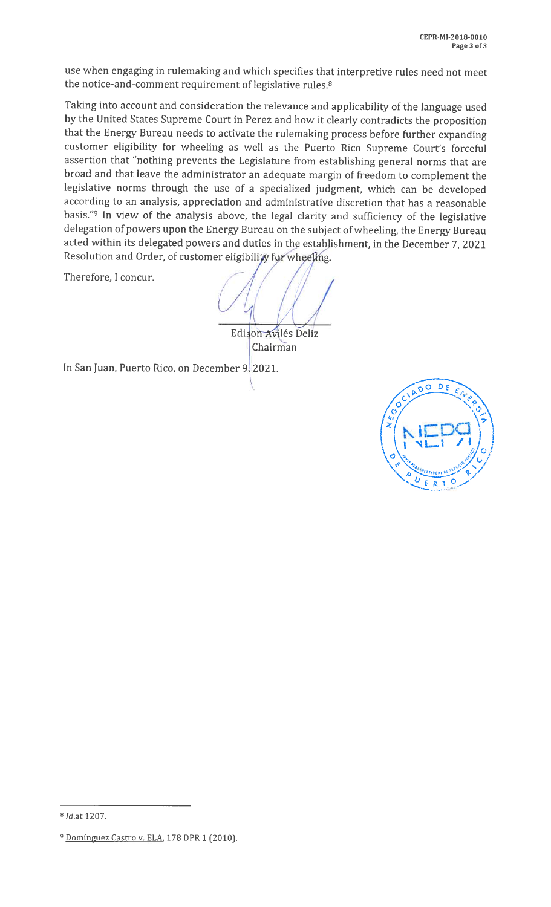use when engaging in rulemaking and which specifies that interpretive rules need not meet the notice-and-comment requirement of legislative rules.[8]

Taking into account and consideration the relevance and applicability of the language used by the United States Supreme Court in Perez and how it clearly contradicts the proposition that the Energy Bureau needs to activate the rulemaking process before further expanding customer eligibility for wheeling as well as the Puerto Rico Supreme Court's forceful assertion that "nothing prevents the Legislature from establishing general norms that are broad and that leave the administrator an adequate margin of freedom to complement the legislative norms through the use of a specialized judgment, which can be developed according to an analysis, appreciation and administrative discretion that has a reasonable basis."[9] In view of the analysis above, the legal clarity and sufficiency of the legislative delegation of powers upon the Energy Bureau on the subject of wheeling, the Energy Bureau acted within its delegated powers and duties in the establishment, in the December 7, 2021 Resolution and Order, of customer eligibility for wheeling.

Therefore, I concur.

Edison Avilés Deliz
Chairman

In San Juan, Puerto Rico, on December 9, 2021.

---

[8] *Id.*at 1207.

[9] Domínguez Castro v. ELA, 178 DPR 1 (2010).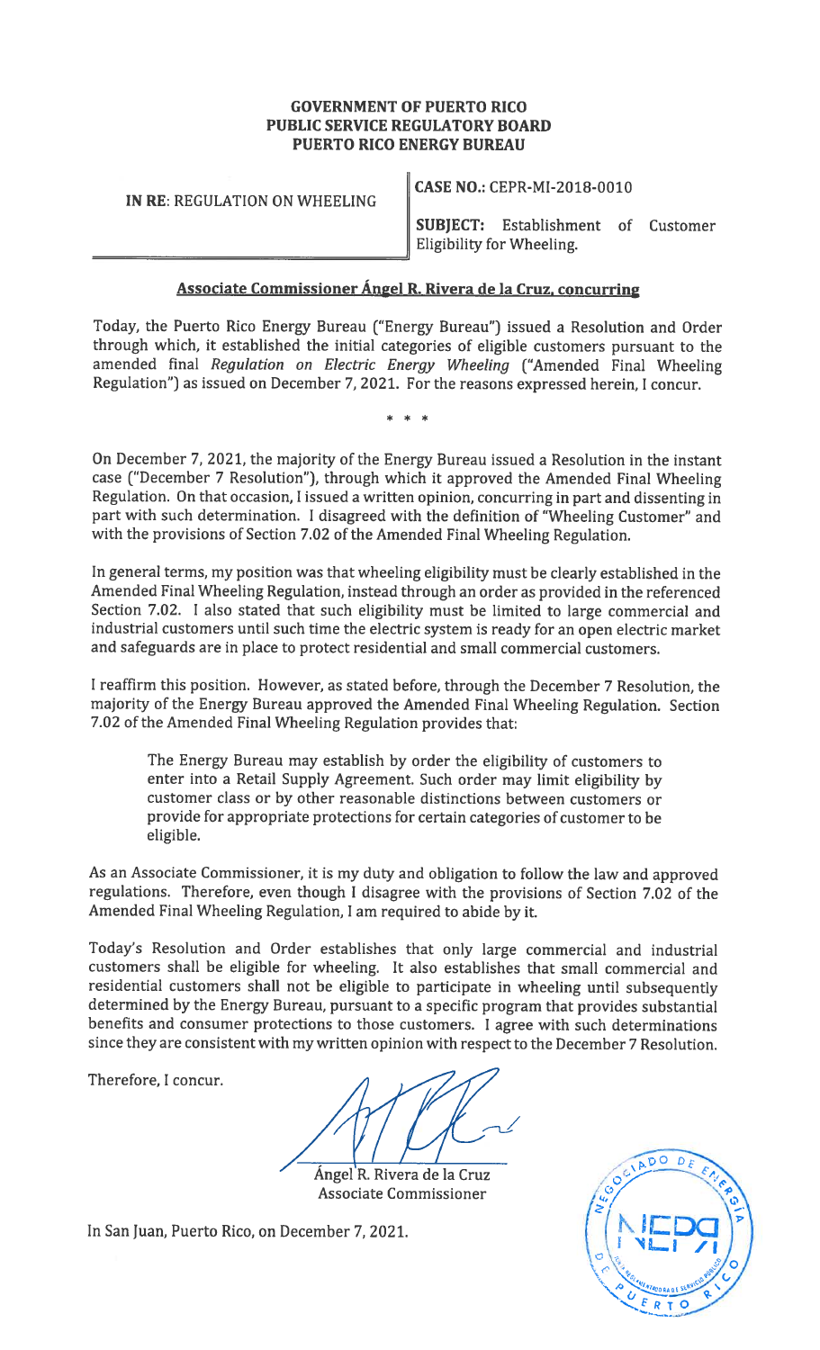**GOVERNMENT OF PUERTO RICO**
**PUBLIC SERVICE REGULATORY BOARD**
**PUERTO RICO ENERGY BUREAU**

| | |
|---|---|
| **IN RE**: REGULATION ON WHEELING | **CASE NO.**: CEPR-MI-2018-0010<br><br>**SUBJECT:** Establishment of Customer Eligibility for Wheeling. |

## Associate Commissioner Ángel R. Rivera de la Cruz, concurring

Today, the Puerto Rico Energy Bureau ("Energy Bureau") issued a Resolution and Order through which, it established the initial categories of eligible customers pursuant to the amended final *Regulation on Electric Energy Wheeling* ("Amended Final Wheeling Regulation") as issued on December 7, 2021. For the reasons expressed herein, I concur.

\* \* \*

On December 7, 2021, the majority of the Energy Bureau issued a Resolution in the instant case ("December 7 Resolution"), through which it approved the Amended Final Wheeling Regulation. On that occasion, I issued a written opinion, concurring in part and dissenting in part with such determination. I disagreed with the definition of "Wheeling Customer" and with the provisions of Section 7.02 of the Amended Final Wheeling Regulation.

In general terms, my position was that wheeling eligibility must be clearly established in the Amended Final Wheeling Regulation, instead through an order as provided in the referenced Section 7.02. I also stated that such eligibility must be limited to large commercial and industrial customers until such time the electric system is ready for an open electric market and safeguards are in place to protect residential and small commercial customers.

I reaffirm this position. However, as stated before, through the December 7 Resolution, the majority of the Energy Bureau approved the Amended Final Wheeling Regulation. Section 7.02 of the Amended Final Wheeling Regulation provides that:

> The Energy Bureau may establish by order the eligibility of customers to enter into a Retail Supply Agreement. Such order may limit eligibility by customer class or by other reasonable distinctions between customers or provide for appropriate protections for certain categories of customer to be eligible.

As an Associate Commissioner, it is my duty and obligation to follow the law and approved regulations. Therefore, even though I disagree with the provisions of Section 7.02 of the Amended Final Wheeling Regulation, I am required to abide by it.

Today's Resolution and Order establishes that only large commercial and industrial customers shall be eligible for wheeling. It also establishes that small commercial and residential customers shall not be eligible to participate in wheeling until subsequently determined by the Energy Bureau, pursuant to a specific program that provides substantial benefits and consumer protections to those customers. I agree with such determinations since they are consistent with my written opinion with respect to the December 7 Resolution.

Therefore, I concur.

Ángel R. Rivera de la Cruz
Associate Commissioner

In San Juan, Puerto Rico, on December 7, 2021.